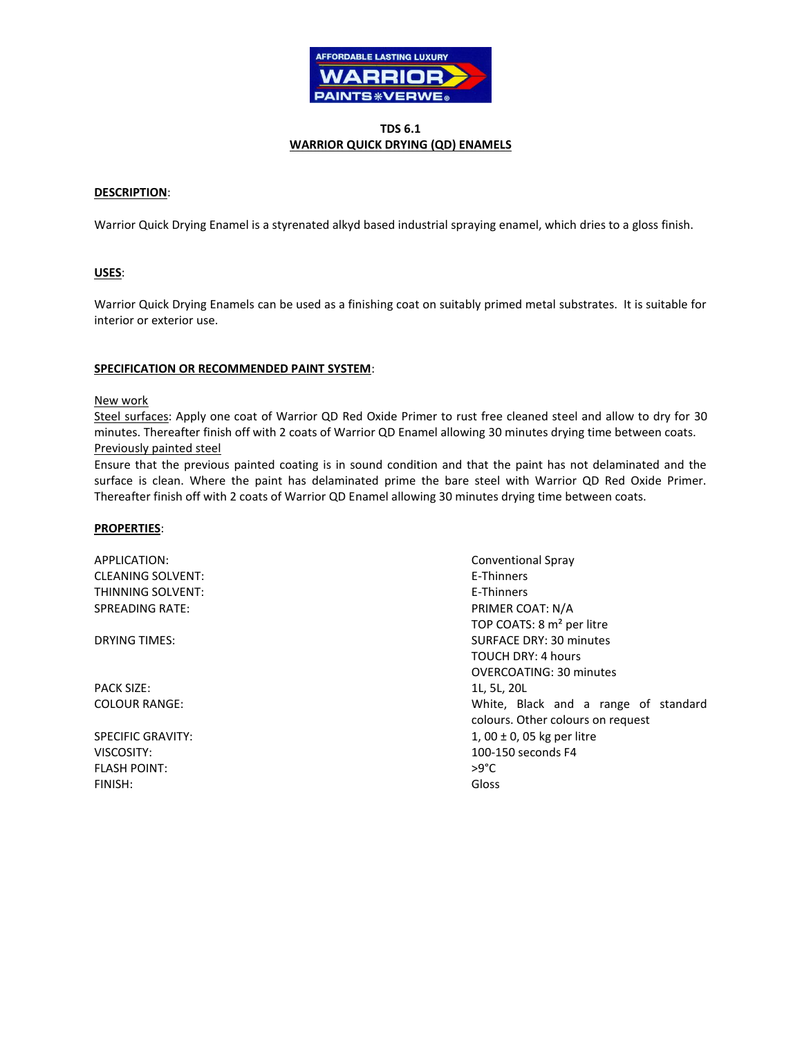AFFORDABLE LASTING LUXURY
WARRIOR
PAINTS*VERWE®

# TDS 6.1
## WARRIOR QUICK DRYING (QD) ENAMELS

**DESCRIPTION**:

Warrior Quick Drying Enamel is a styrenated alkyd based industrial spraying enamel, which dries to a gloss finish.

**USES**:

Warrior Quick Drying Enamels can be used as a finishing coat on suitably primed metal substrates. It is suitable for interior or exterior use.

**SPECIFICATION OR RECOMMENDED PAINT SYSTEM**:

New work

Steel surfaces: Apply one coat of Warrior QD Red Oxide Primer to rust free cleaned steel and allow to dry for 30 minutes. Thereafter finish off with 2 coats of Warrior QD Enamel allowing 30 minutes drying time between coats.

Previously painted steel

Ensure that the previous painted coating is in sound condition and that the paint has not delaminated and the surface is clean. Where the paint has delaminated prime the bare steel with Warrior QD Red Oxide Primer. Thereafter finish off with 2 coats of Warrior QD Enamel allowing 30 minutes drying time between coats.

**PROPERTIES**:

| | |
|---|---|
| APPLICATION: | Conventional Spray |
| CLEANING SOLVENT: | E-Thinners |
| THINNING SOLVENT: | E-Thinners |
| SPREADING RATE: | PRIMER COAT: N/A<br>TOP COATS: 8 m² per litre |
| DRYING TIMES: | SURFACE DRY: 30 minutes<br>TOUCH DRY: 4 hours<br>OVERCOATING: 30 minutes |
| PACK SIZE: | 1L, 5L, 20L |
| COLOUR RANGE: | White, Black and a range of standard colours. Other colours on request |
| SPECIFIC GRAVITY: | 1, 00 ± 0, 05 kg per litre |
| VISCOSITY: | 100-150 seconds F4 |
| FLASH POINT: | >9°C |
| FINISH: | Gloss |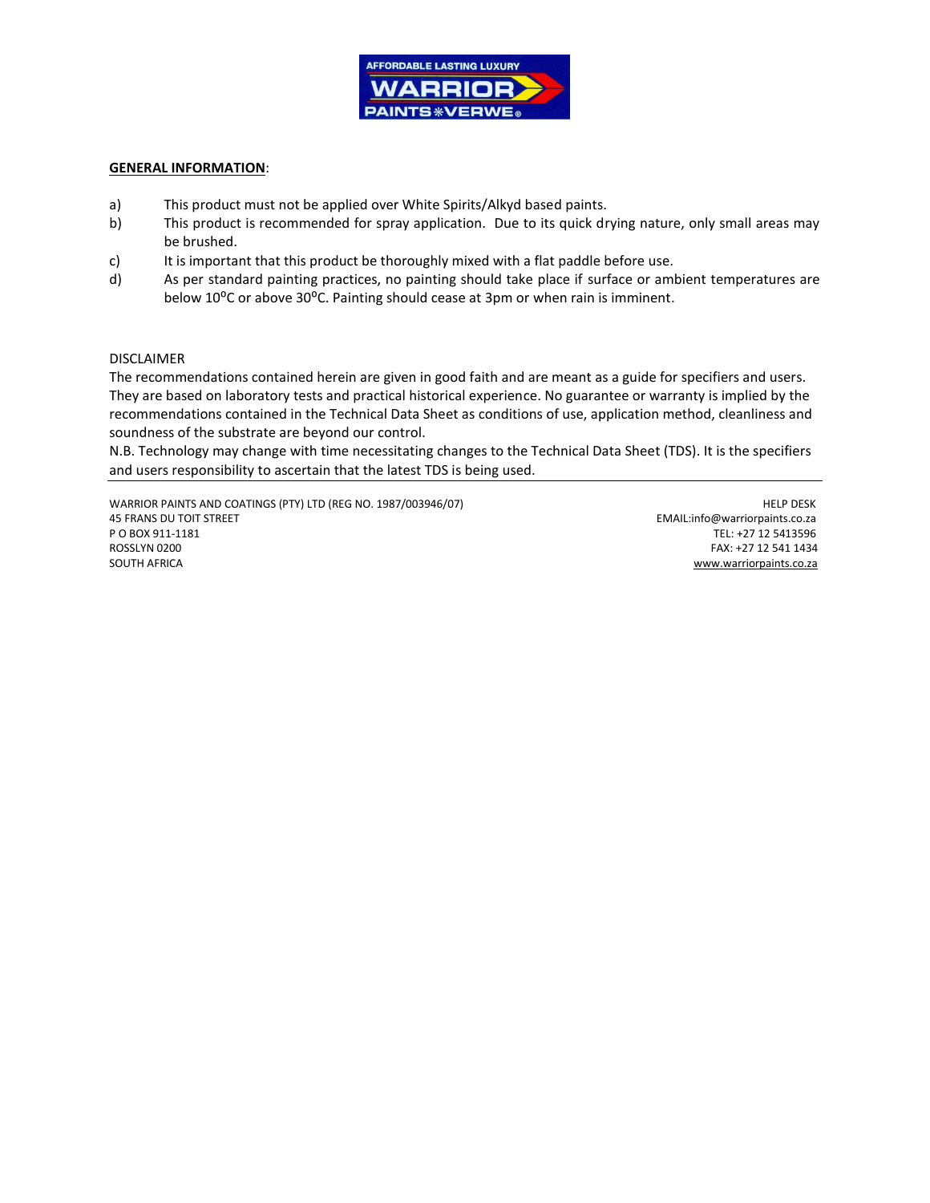## GENERAL INFORMATION:

a) This product must not be applied over White Spirits/Alkyd based paints.

b) This product is recommended for spray application. Due to its quick drying nature, only small areas may be brushed.

c) It is important that this product be thoroughly mixed with a flat paddle before use.

d) As per standard painting practices, no painting should take place if surface or ambient temperatures are below 10$^{o}$C or above 30$^{o}$C. Painting should cease at 3pm or when rain is imminent.

DISCLAIMER

The recommendations contained herein are given in good faith and are meant as a guide for specifiers and users. They are based on laboratory tests and practical historical experience. No guarantee or warranty is implied by the recommendations contained in the Technical Data Sheet as conditions of use, application method, cleanliness and soundness of the substrate are beyond our control.

N.B. Technology may change with time necessitating changes to the Technical Data Sheet (TDS). It is the specifiers and users responsibility to ascertain that the latest TDS is being used.

WARRIOR PAINTS AND COATINGS (PTY) LTD (REG NO. 1987/003946/07)
45 FRANS DU TOIT STREET
P O BOX 911-1181
ROSSLYN 0200
SOUTH AFRICA

HELP DESK
EMAIL:info@warriorpaints.co.za
TEL: +27 12 5413596
FAX: +27 12 541 1434
www.warriorpaints.co.za